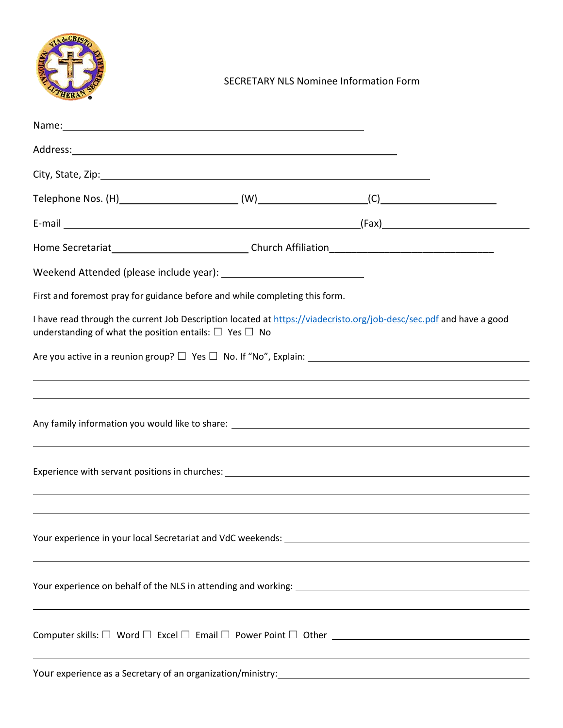# SECRETARY NLS Nominee Information Form

Name: ____________________________________________

Address: ____________________________________________

City, State, Zip: ____________________________________________

Telephone Nos. (H)____________________ (W)____________________ (C)____________________

E-mail ____________________________________________ (Fax)____________________

Home Secretariat____________________ Church Affiliation________________________________

Weekend Attended (please include year): ____________________

First and foremost pray for guidance before and while completing this form.

I have read through the current Job Description located at https://viadecristo.org/job-desc/sec.pdf and have a good understanding of what the position entails: ☐ Yes ☐ No

Are you active in a reunion group? ☐ Yes ☐ No. If "No", Explain: ____________________________________________

____________________________________________

____________________________________________

Any family information you would like to share: ____________________________________________

____________________________________________

Experience with servant positions in churches: ____________________________________________

____________________________________________

____________________________________________

Your experience in your local Secretariat and VdC weekends: ____________________________________________

____________________________________________

Your experience on behalf of the NLS in attending and working: ____________________________________________

____________________________________________

Computer skills: ☐ Word ☐ Excel ☐ Email ☐ Power Point ☐ Other ____________________

____________________________________________

Your experience as a Secretary of an organization/ministry: ____________________________________________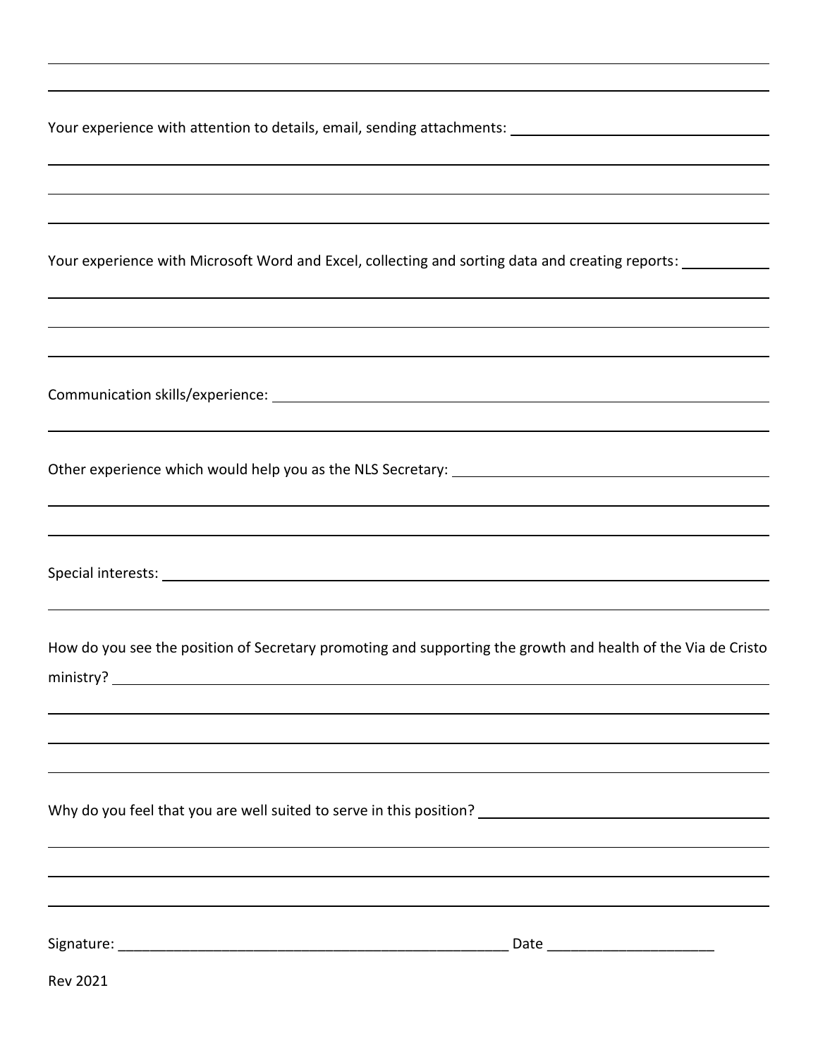Your experience with attention to details, email, sending attachments: ________________

Your experience with Microsoft Word and Excel, collecting and sorting data and creating reports: ________________

Communication skills/experience: ________________

Other experience which would help you as the NLS Secretary: ________________

Special interests: ________________

How do you see the position of Secretary promoting and supporting the growth and health of the Via de Cristo ministry? ________________

Why do you feel that you are well suited to serve in this position? ________________

Signature: ____________________________________________________ Date ______________________

Rev 2021